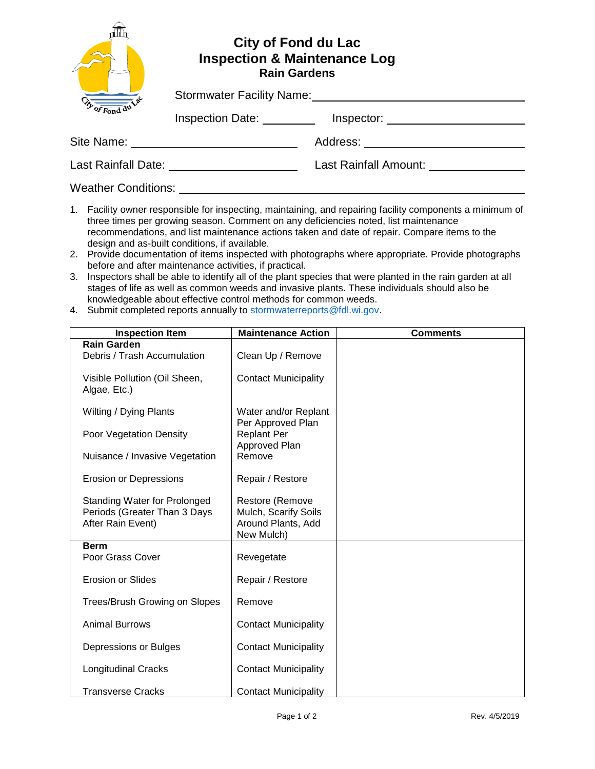# City of Fond du Lac
## Inspection & Maintenance Log
### Rain Gardens

Stormwater Facility Name: ______________________________

Inspection Date: __________ Inspector: ______________________

Site Name: ______________________ Address: ______________________

Last Rainfall Date: ______________________ Last Rainfall Amount: ______________

Weather Conditions: ______________________________________________

1. Facility owner responsible for inspecting, maintaining, and repairing facility components a minimum of three times per growing season. Comment on any deficiencies noted, list maintenance recommendations, and list maintenance actions taken and date of repair. Compare items to the design and as-built conditions, if available.
2. Provide documentation of items inspected with photographs where appropriate. Provide photographs before and after maintenance activities, if practical.
3. Inspectors shall be able to identify all of the plant species that were planted in the rain garden at all stages of life as well as common weeds and invasive plants. These individuals should also be knowledgeable about effective control methods for common weeds.
4. Submit completed reports annually to stormwaterreports@fdl.wi.gov.

| Inspection Item | Maintenance Action | Comments |
|---|---|---|
| **Rain Garden** | | |
| Debris / Trash Accumulation | Clean Up / Remove | |
| Visible Pollution (Oil Sheen, Algae, Etc.) | Contact Municipality | |
| Wilting / Dying Plants | Water and/or Replant Per Approved Plan | |
| Poor Vegetation Density | Replant Per Approved Plan | |
| Nuisance / Invasive Vegetation | Remove | |
| Erosion or Depressions | Repair / Restore | |
| Standing Water for Prolonged Periods (Greater Than 3 Days After Rain Event) | Restore (Remove Mulch, Scarify Soils Around Plants, Add New Mulch) | |
| **Berm** | | |
| Poor Grass Cover | Revegetate | |
| Erosion or Slides | Repair / Restore | |
| Trees/Brush Growing on Slopes | Remove | |
| Animal Burrows | Contact Municipality | |
| Depressions or Bulges | Contact Municipality | |
| Longitudinal Cracks | Contact Municipality | |
| Transverse Cracks | Contact Municipality | |

Rev. 4/5/2019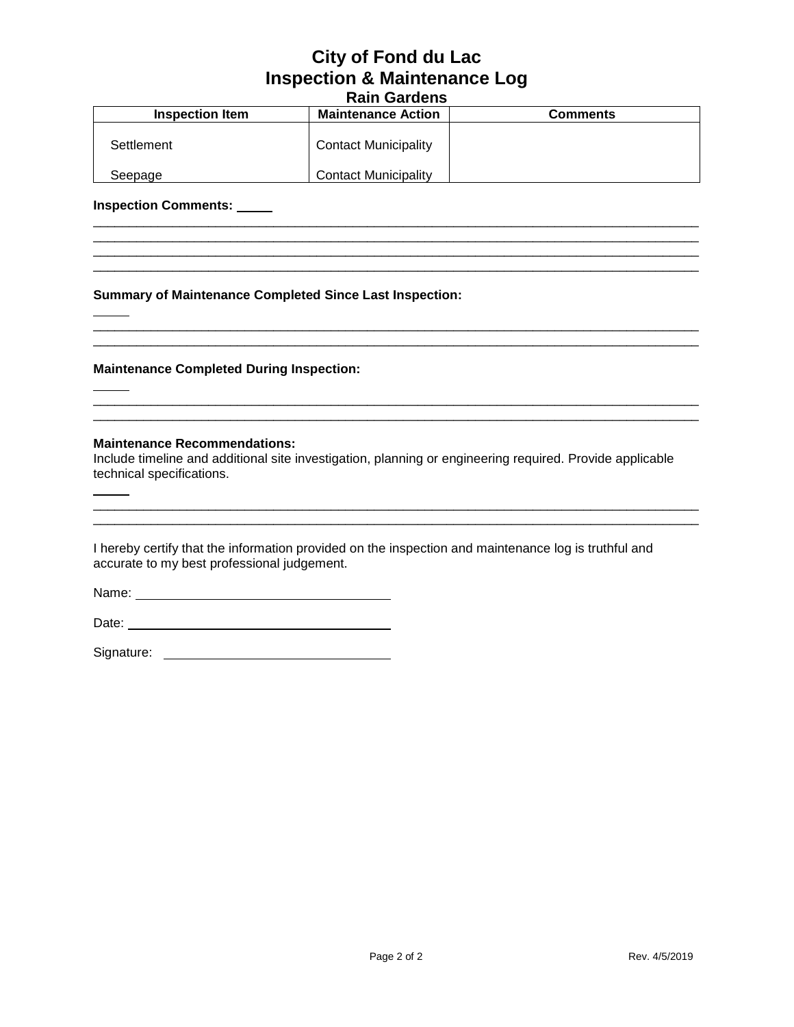# City of Fond du Lac
## Inspection & Maintenance Log
### Rain Gardens

| Inspection Item | Maintenance Action | Comments |
|---|---|---|
| Settlement | Contact Municipality | |
| Seepage | Contact Municipality | |

**Inspection Comments:** _____

___________________________________________________________________________________
___________________________________________________________________________________
___________________________________________________________________________________
___________________________________________________________________________________

**Summary of Maintenance Completed Since Last Inspection:**

_____

___________________________________________________________________________________
___________________________________________________________________________________

**Maintenance Completed During Inspection:**

_____

___________________________________________________________________________________
___________________________________________________________________________________

**Maintenance Recommendations:**
Include timeline and additional site investigation, planning or engineering required. Provide applicable technical specifications.

_____

___________________________________________________________________________________
___________________________________________________________________________________

I hereby certify that the information provided on the inspection and maintenance log is truthful and accurate to my best professional judgement.

Name: ______________________________

Date: ______________________________

Signature: ______________________________

Rev. 4/5/2019